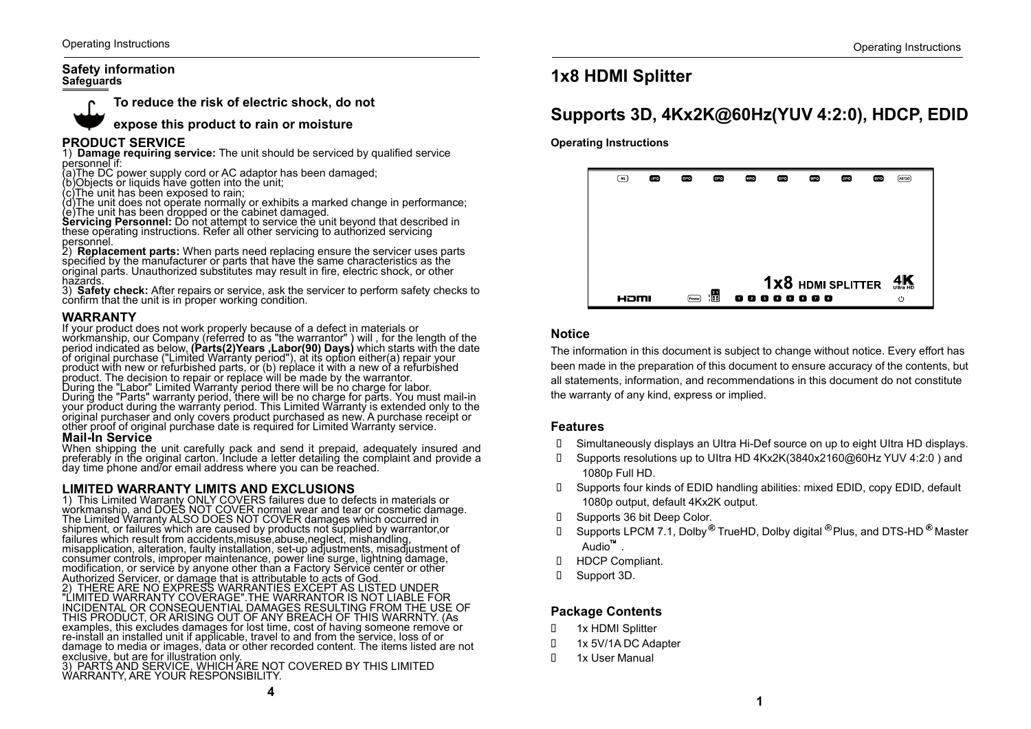## Safety information

**Safeguards**

**To reduce the risk of electric shock, do not expose this product to rain or moisture**

### PRODUCT SERVICE

1) **Damage requiring service:** The unit should be serviced by qualified service personnel if:
(a)The DC power supply cord or AC adaptor has been damaged;
(b)Objects or liquids have gotten into the unit;
(c)The unit has been exposed to rain;
(d)The unit does not operate normally or exhibits a marked change in performance;
(e)The unit has been dropped or the cabinet damaged.
**Servicing Personnel:** Do not attempt to service the unit beyond that described in these operating instructions. Refer all other servicing to authorized servicing personnel.
2) **Replacement parts:** When parts need replacing ensure the servicer uses parts specified by the manufacturer or parts that have the same characteristics as the original parts. Unauthorized substitutes may result in fire, electric shock, or other hazards.
3) **Safety check:** After repairs or service, ask the servicer to perform safety checks to confirm that the unit is in proper working condition.

### WARRANTY

If your product does not work properly because of a defect in materials or workmanship, our Company (referred to as "the warrantor" ) will , for the length of the period indicated as below, **(Parts(2)Years ,Labor(90) Days)** which starts with the date of original purchase ("Limited Warranty period"), at its option either(a) repair your product with new or refurbished parts, or (b) replace it with a new of a refurbished product. The decision to repair or replace will be made by the warrantor.
During the "Labor" Limited Warranty period there will be no charge for labor.
During the "Parts" warranty period, there will be no charge for parts. You must mail-in your product during the warranty period. This Limited Warranty is extended only to the original purchaser and only covers product purchased as new. A purchase receipt or other proof of original purchase date is required for Limited Warranty service.

**Mail-In Service**

When shipping the unit carefully pack and send it prepaid, adequately insured and preferably in the original carton. Include a letter detailing the complaint and provide a day time phone and/or email address where you can be reached.

### LIMITED WARRANTY LIMITS AND EXCLUSIONS

1) This Limited Warranty ONLY COVERS failures due to defects in materials or workmanship, and DOES NOT COVER normal wear and tear or cosmetic damage. The Limited Warranty ALSO DOES NOT COVER damages which occurred in shipment, or failures which are caused by products not supplied by warrantor,or failures which result from accidents,misuse,abuse,neglect, mishandling, misapplication, alteration, faulty installation, set-up adjustments, misadjustment of consumer controls, improper maintenance, power line surge, lightning damage, modification, or service by anyone other than a Factory Service center or other Authorized Servicer, or damage that is attributable to acts of God.
2) THERE ARE NO EXPRESS WARRANTIES EXCEPT AS LISTED UNDER "LIMITED WARRANTY COVERAGE".THE WARRANTOR IS NOT LIABLE FOR INCIDENTAL OR CONSEQUENTIAL DAMAGES RESULTING FROM THE USE OF THIS PRODUCT, OR ARISING OUT OF ANY BREACH OF THIS WARRNTY. (As examples, this excludes damages for lost time, cost of having someone remove or re-install an installed unit if applicable, travel to and from the service, loss of or damage to media or images, data or other recorded content. The items listed are not exclusive, but are for illustration only.
3) PARTS AND SERVICE, WHICH ARE NOT COVERED BY THIS LIMITED WARRANTY, ARE YOUR RESPONSIBILITY.

# 1x8 HDMI Splitter

# Supports 3D, 4Kx2K@60Hz(YUV 4:2:0), HDCP, EDID

**Operating Instructions**

### Notice

The information in this document is subject to change without notice. Every effort has been made in the preparation of this document to ensure accuracy of the contents, but all statements, information, and recommendations in this document do not constitute the warranty of any kind, express or implied.

### Features

- Simultaneously displays an Ultra Hi-Def source on up to eight Ultra HD displays.
- Supports resolutions up to Ultra HD 4Kx2K(3840x2160@60Hz YUV 4:2:0 ) and 1080p Full HD.
- Supports four kinds of EDID handling abilities: mixed EDID, copy EDID, default 1080p output, default 4Kx2K output.
- Supports 36 bit Deep Color.
- Supports LPCM 7.1, Dolby® TrueHD, Dolby digital ® Plus, and DTS-HD ® Master Audio™ .
- HDCP Compliant.
- Support 3D.

### Package Contents

- 1x HDMI Splitter
- 1x 5V/1A DC Adapter
- 1x User Manual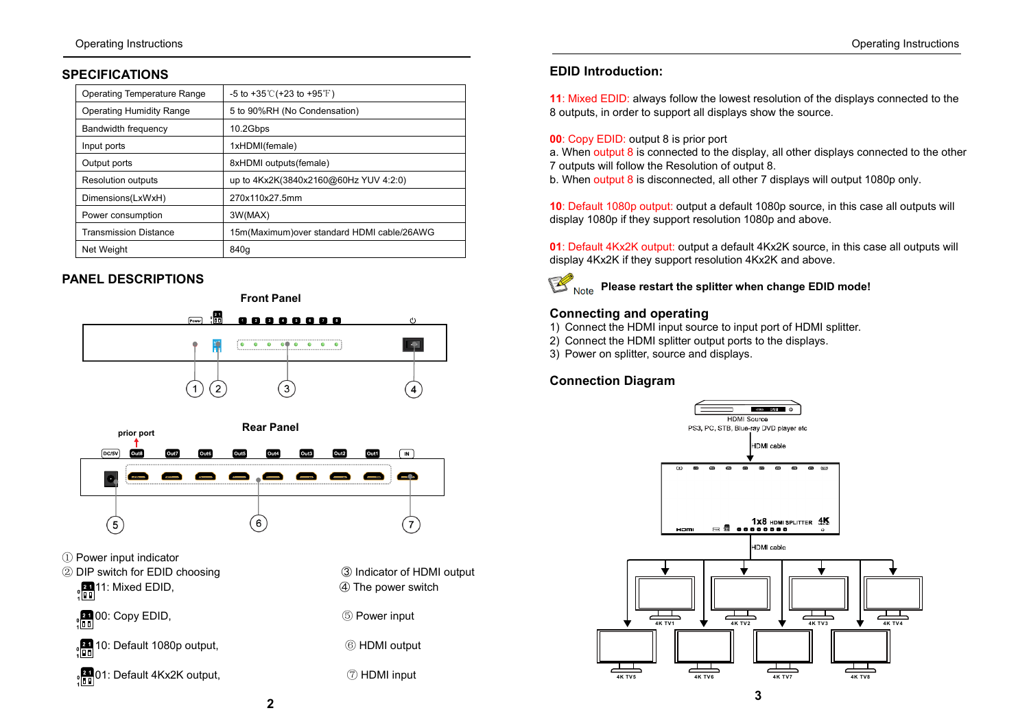## SPECIFICATIONS

| | |
|---|---|
| Operating Temperature Range | -5 to +35℃(+23 to +95℉) |
| Operating Humidity Range | 5 to 90%RH (No Condensation) |
| Bandwidth frequency | 10.2Gbps |
| Input ports | 1xHDMI(female) |
| Output ports | 8xHDMI outputs(female) |
| Resolution outputs | up to 4Kx2K(3840x2160@60Hz YUV 4:2:0) |
| Dimensions(LxWxH) | 270x110x27.5mm |
| Power consumption | 3W(MAX) |
| Transmission Distance | 15m(Maximum)over standard HDMI cable/26AWG |
| Net Weight | 840g |

## PANEL DESCRIPTIONS

Front Panel

Power
1 2 3 4 5 6 7 8
1
2
3
4

Rear Panel

prior port
DC/5V Out8 Out7 Out6 Out5 Out4 Out3 Out2 Out1 IN
5
6
7

① Power input indicator
② DIP switch for EDID choosing
11: Mixed EDID,
00: Copy EDID,
10: Default 1080p output,
01: Default 4Kx2K output,
③ Indicator of HDMI output
④ The power switch
⑤ Power input
⑥ HDMI output
⑦ HDMI input

## EDID Introduction:

**11**: Mixed EDID: always follow the lowest resolution of the displays connected to the 8 outputs, in order to support all displays show the source.

**00**: Copy EDID: output 8 is prior port
a. When output 8 is connected to the display, all other displays connected to the other 7 outputs will follow the Resolution of output 8.
b. When output 8 is disconnected, all other 7 displays will output 1080p only.

**10**: Default 1080p output: output a default 1080p source, in this case all outputs will display 1080p if they support resolution 1080p and above.

**01**: Default 4Kx2K output: output a default 4Kx2K source, in this case all outputs will display 4Kx2K if they support resolution 4Kx2K and above.

Note **Please restart the splitter when change EDID mode!**

## Connecting and operating

1) Connect the HDMI input source to input port of HDMI splitter.
2) Connect the HDMI splitter output ports to the displays.
3) Power on splitter, source and displays.

## Connection Diagram

HDMI Source
PS3, PC, STB, Blue-ray DVD player etc
HDMI cable
1x8 HDMI SPLITTER 4K
HDMI cable
4K TV1
4K TV2
4K TV3
4K TV4
4K TV5
4K TV6
4K TV7
4K TV8